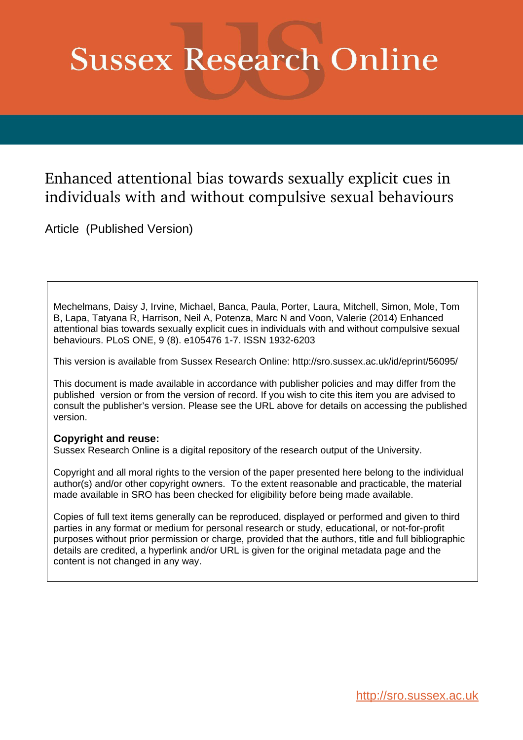# Sussex Research Online

## Enhanced attentional bias towards sexually explicit cues in individuals with and without compulsive sexual behaviours

Article (Published Version)

Mechelmans, Daisy J, Irvine, Michael, Banca, Paula, Porter, Laura, Mitchell, Simon, Mole, Tom B, Lapa, Tatyana R, Harrison, Neil A, Potenza, Marc N and Voon, Valerie (2014) Enhanced attentional bias towards sexually explicit cues in individuals with and without compulsive sexual behaviours. PLoS ONE, 9 (8). e105476 1-7. ISSN 1932-6203

This version is available from Sussex Research Online: http://sro.sussex.ac.uk/id/eprint/56095/

This document is made available in accordance with publisher policies and may differ from the published version or from the version of record. If you wish to cite this item you are advised to consult the publisher's version. Please see the URL above for details on accessing the published version.

**Copyright and reuse:**
Sussex Research Online is a digital repository of the research output of the University.

Copyright and all moral rights to the version of the paper presented here belong to the individual author(s) and/or other copyright owners. To the extent reasonable and practicable, the material made available in SRO has been checked for eligibility before being made available.

Copies of full text items generally can be reproduced, displayed or performed and given to third parties in any format or medium for personal research or study, educational, or not-for-profit purposes without prior permission or charge, provided that the authors, title and full bibliographic details are credited, a hyperlink and/or URL is given for the original metadata page and the content is not changed in any way.

http://sro.sussex.ac.uk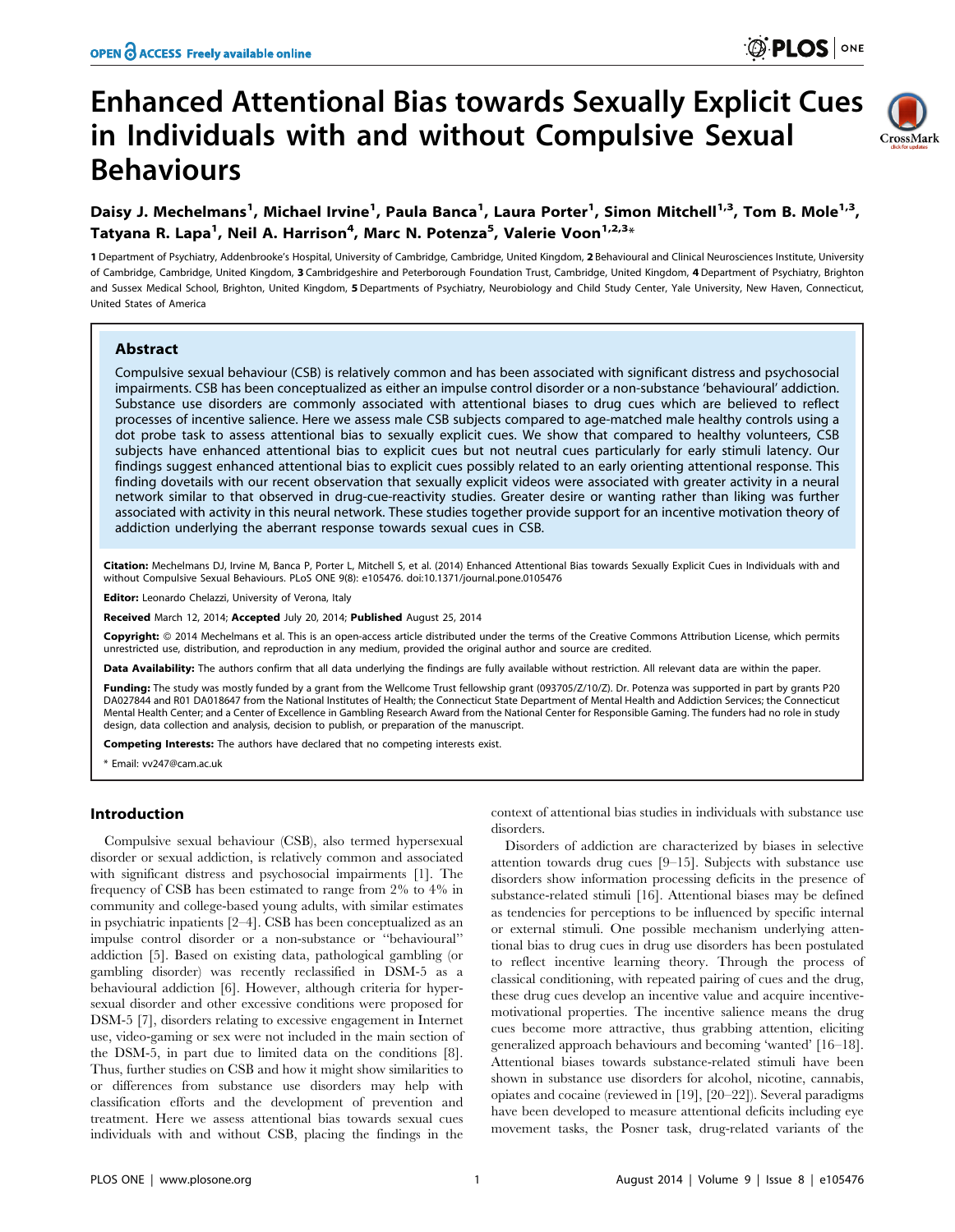# Enhanced Attentional Bias towards Sexually Explicit Cues in Individuals with and without Compulsive Sexual Behaviours

**Daisy J. Mechelmans[1], Michael Irvine[1], Paula Banca[1], Laura Porter[1], Simon Mitchell[1,3], Tom B. Mole[1,3], Tatyana R. Lapa[1], Neil A. Harrison[4], Marc N. Potenza[5], Valerie Voon[1,2,3]***

1 Department of Psychiatry, Addenbrooke's Hospital, University of Cambridge, Cambridge, United Kingdom, 2 Behavioural and Clinical Neurosciences Institute, University of Cambridge, Cambridge, United Kingdom, 3 Cambridgeshire and Peterborough Foundation Trust, Cambridge, United Kingdom, 4 Department of Psychiatry, Brighton and Sussex Medical School, Brighton, United Kingdom, 5 Departments of Psychiatry, Neurobiology and Child Study Center, Yale University, New Haven, Connecticut, United States of America

## Abstract

Compulsive sexual behaviour (CSB) is relatively common and has been associated with significant distress and psychosocial impairments. CSB has been conceptualized as either an impulse control disorder or a non-substance 'behavioural' addiction. Substance use disorders are commonly associated with attentional biases to drug cues which are believed to reflect processes of incentive salience. Here we assess male CSB subjects compared to age-matched male healthy controls using a dot probe task to assess attentional bias to sexually explicit cues. We show that compared to healthy volunteers, CSB subjects have enhanced attentional bias to explicit cues but not neutral cues particularly for early stimuli latency. Our findings suggest enhanced attentional bias to explicit cues possibly related to an early orienting attentional response. This finding dovetails with our recent observation that sexually explicit videos were associated with greater activity in a neural network similar to that observed in drug-cue-reactivity studies. Greater desire or wanting rather than liking was further associated with activity in this neural network. These studies together provide support for an incentive motivation theory of addiction underlying the aberrant response towards sexual cues in CSB.

**Citation:** Mechelmans DJ, Irvine M, Banca P, Porter L, Mitchell S, et al. (2014) Enhanced Attentional Bias towards Sexually Explicit Cues in Individuals with and without Compulsive Sexual Behaviours. PLoS ONE 9(8): e105476. doi:10.1371/journal.pone.0105476

**Editor:** Leonardo Chelazzi, University of Verona, Italy

**Received** March 12, 2014; **Accepted** July 20, 2014; **Published** August 25, 2014

**Copyright:** © 2014 Mechelmans et al. This is an open-access article distributed under the terms of the Creative Commons Attribution License, which permits unrestricted use, distribution, and reproduction in any medium, provided the original author and source are credited.

**Data Availability:** The authors confirm that all data underlying the findings are fully available without restriction. All relevant data are within the paper.

**Funding:** The study was mostly funded by a grant from the Wellcome Trust fellowship grant (093705/Z/10/Z). Dr. Potenza was supported in part by grants P20 DA027844 and R01 DA018647 from the National Institutes of Health; the Connecticut State Department of Mental Health and Addiction Services; the Connecticut Mental Health Center; and a Center of Excellence in Gambling Research Award from the National Center for Responsible Gaming. The funders had no role in study design, data collection and analysis, decision to publish, or preparation of the manuscript.

**Competing Interests:** The authors have declared that no competing interests exist.

* Email: vv247@cam.ac.uk

## Introduction

Compulsive sexual behaviour (CSB), also termed hypersexual disorder or sexual addiction, is relatively common and associated with significant distress and psychosocial impairments [1]. The frequency of CSB has been estimated to range from 2% to 4% in community and college-based young adults, with similar estimates in psychiatric inpatients [2–4]. CSB has been conceptualized as an impulse control disorder or a non-substance "behavioural" addiction [5]. Based on existing data, pathological gambling (or gambling disorder) was recently reclassified in DSM-5 as a behavioural addiction [6]. However, although criteria for hypersexual disorder and other excessive conditions were proposed for DSM-5 [7], disorders relating to excessive engagement in Internet use, video-gaming or sex were not included in the main section of the DSM-5, in part due to limited data on the conditions [8]. Thus, further studies on CSB and how it might show similarities to or differences from substance use disorders may help with classification efforts and the development of prevention and treatment. Here we assess attentional bias towards sexual cues individuals with and without CSB, placing the findings in the context of attentional bias studies in individuals with substance use disorders.

Disorders of addiction are characterized by biases in selective attention towards drug cues [9–15]. Subjects with substance use disorders show information processing deficits in the presence of substance-related stimuli [16]. Attentional biases may be defined as tendencies for perceptions to be influenced by specific internal or external stimuli. One possible mechanism underlying attentional bias to drug cues in drug use disorders has been postulated to reflect incentive learning theory. Through the process of classical conditioning, with repeated pairing of cues and the drug, these drug cues develop an incentive value and acquire incentive-motivational properties. The incentive salience means the drug cues become more attractive, thus grabbing attention, eliciting generalized approach behaviours and becoming 'wanted' [16–18]. Attentional biases towards substance-related stimuli have been shown in substance use disorders for alcohol, nicotine, cannabis, opiates and cocaine (reviewed in [19], [20–22]). Several paradigms have been developed to measure attentional deficits including eye movement tasks, the Posner task, drug-related variants of the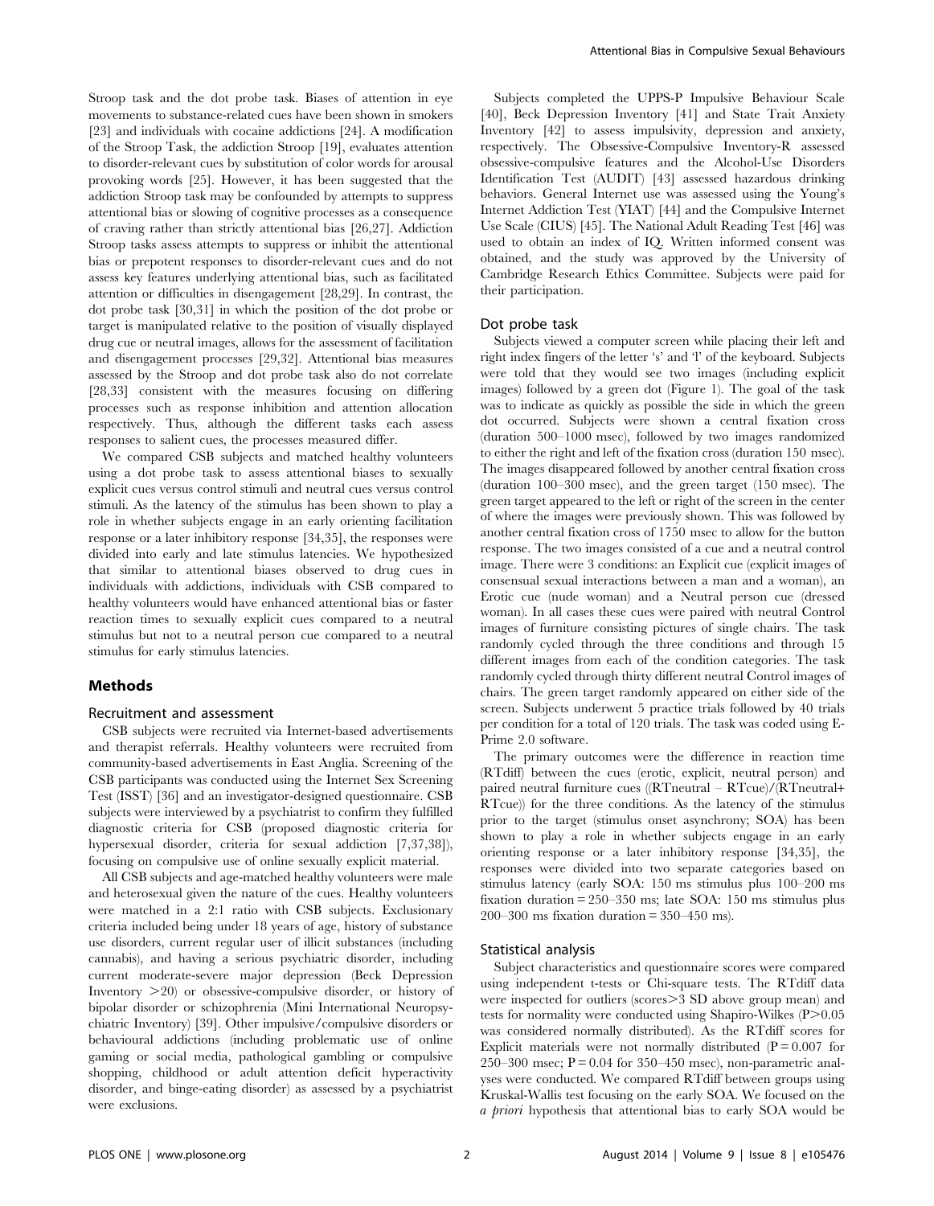Stroop task and the dot probe task. Biases of attention in eye movements to substance-related cues have been shown in smokers [23] and individuals with cocaine addictions [24]. A modification of the Stroop Task, the addiction Stroop [19], evaluates attention to disorder-relevant cues by substitution of color words for arousal provoking words [25]. However, it has been suggested that the addiction Stroop task may be confounded by attempts to suppress attentional bias or slowing of cognitive processes as a consequence of craving rather than strictly attentional bias [26,27]. Addiction Stroop tasks assess attempts to suppress or inhibit the attentional bias or prepotent responses to disorder-relevant cues and do not assess key features underlying attentional bias, such as facilitated attention or difficulties in disengagement [28,29]. In contrast, the dot probe task [30,31] in which the position of the dot probe or target is manipulated relative to the position of visually displayed drug cue or neutral images, allows for the assessment of facilitation and disengagement processes [29,32]. Attentional bias measures assessed by the Stroop and dot probe task also do not correlate [28,33] consistent with the measures focusing on differing processes such as response inhibition and attention allocation respectively. Thus, although the different tasks each assess responses to salient cues, the processes measured differ.

We compared CSB subjects and matched healthy volunteers using a dot probe task to assess attentional biases to sexually explicit cues versus control stimuli and neutral cues versus control stimuli. As the latency of the stimulus has been shown to play a role in whether subjects engage in an early orienting facilitation response or a later inhibitory response [34,35], the responses were divided into early and late stimulus latencies. We hypothesized that similar to attentional biases observed to drug cues in individuals with addictions, individuals with CSB compared to healthy volunteers would have enhanced attentional bias or faster reaction times to sexually explicit cues compared to a neutral stimulus but not to a neutral person cue compared to a neutral stimulus for early stimulus latencies.

## Methods

### Recruitment and assessment

CSB subjects were recruited via Internet-based advertisements and therapist referrals. Healthy volunteers were recruited from community-based advertisements in East Anglia. Screening of the CSB participants was conducted using the Internet Sex Screening Test (ISST) [36] and an investigator-designed questionnaire. CSB subjects were interviewed by a psychiatrist to confirm they fulfilled diagnostic criteria for CSB (proposed diagnostic criteria for hypersexual disorder, criteria for sexual addiction [7,37,38]), focusing on compulsive use of online sexually explicit material.

All CSB subjects and age-matched healthy volunteers were male and heterosexual given the nature of the cues. Healthy volunteers were matched in a 2:1 ratio with CSB subjects. Exclusionary criteria included being under 18 years of age, history of substance use disorders, current regular user of illicit substances (including cannabis), and having a serious psychiatric disorder, including current moderate-severe major depression (Beck Depression Inventory >20) or obsessive-compulsive disorder, or history of bipolar disorder or schizophrenia (Mini International Neuropsychiatric Inventory) [39]. Other impulsive/compulsive disorders or behavioural addictions (including problematic use of online gaming or social media, pathological gambling or compulsive shopping, childhood or adult attention deficit hyperactivity disorder, and binge-eating disorder) as assessed by a psychiatrist were exclusions.

Subjects completed the UPPS-P Impulsive Behaviour Scale [40], Beck Depression Inventory [41] and State Trait Anxiety Inventory [42] to assess impulsivity, depression and anxiety, respectively. The Obsessive-Compulsive Inventory-R assessed obsessive-compulsive features and the Alcohol-Use Disorders Identification Test (AUDIT) [43] assessed hazardous drinking behaviors. General Internet use was assessed using the Young's Internet Addiction Test (YIAT) [44] and the Compulsive Internet Use Scale (CIUS) [45]. The National Adult Reading Test [46] was used to obtain an index of IQ. Written informed consent was obtained, and the study was approved by the University of Cambridge Research Ethics Committee. Subjects were paid for their participation.

### Dot probe task

Subjects viewed a computer screen while placing their left and right index fingers of the letter 's' and 'l' of the keyboard. Subjects were told that they would see two images (including explicit images) followed by a green dot (Figure 1). The goal of the task was to indicate as quickly as possible the side in which the green dot occurred. Subjects were shown a central fixation cross (duration 500–1000 msec), followed by two images randomized to either the right and left of the fixation cross (duration 150 msec). The images disappeared followed by another central fixation cross (duration 100–300 msec), and the green target (150 msec). The green target appeared to the left or right of the screen in the center of where the images were previously shown. This was followed by another central fixation cross of 1750 msec to allow for the button response. The two images consisted of a cue and a neutral control image. There were 3 conditions: an Explicit cue (explicit images of consensual sexual interactions between a man and a woman), an Erotic cue (nude woman) and a Neutral person cue (dressed woman). In all cases these cues were paired with neutral Control images of furniture consisting pictures of single chairs. The task randomly cycled through the three conditions and through 15 different images from each of the condition categories. The task randomly cycled through thirty different neutral Control images of chairs. The green target randomly appeared on either side of the screen. Subjects underwent 5 practice trials followed by 40 trials per condition for a total of 120 trials. The task was coded using E-Prime 2.0 software.

The primary outcomes were the difference in reaction time (RTdiff) between the cues (erotic, explicit, neutral person) and paired neutral furniture cues ((RTneutral – RTcue)/(RTneutral+RTcue)) for the three conditions. As the latency of the stimulus prior to the target (stimulus onset asynchrony; SOA) has been shown to play a role in whether subjects engage in an early orienting response or a later inhibitory response [34,35], the responses were divided into two separate categories based on stimulus latency (early SOA: 150 ms stimulus plus 100–200 ms fixation duration = 250–350 ms; late SOA: 150 ms stimulus plus 200–300 ms fixation duration = 350–450 ms).

### Statistical analysis

Subject characteristics and questionnaire scores were compared using independent t-tests or Chi-square tests. The RTdiff data were inspected for outliers (scores>3 SD above group mean) and tests for normality were conducted using Shapiro-Wilkes ($P>0.05$ was considered normally distributed). As the RTdiff scores for Explicit materials were not normally distributed ($P = 0.007$ for 250–350 msec; $P = 0.04$ for 350–450 msec), non-parametric analyses were conducted. We compared RTdiff between groups using Kruskal-Wallis test focusing on the early SOA. We focused on the *a priori* hypothesis that attentional bias to early SOA would be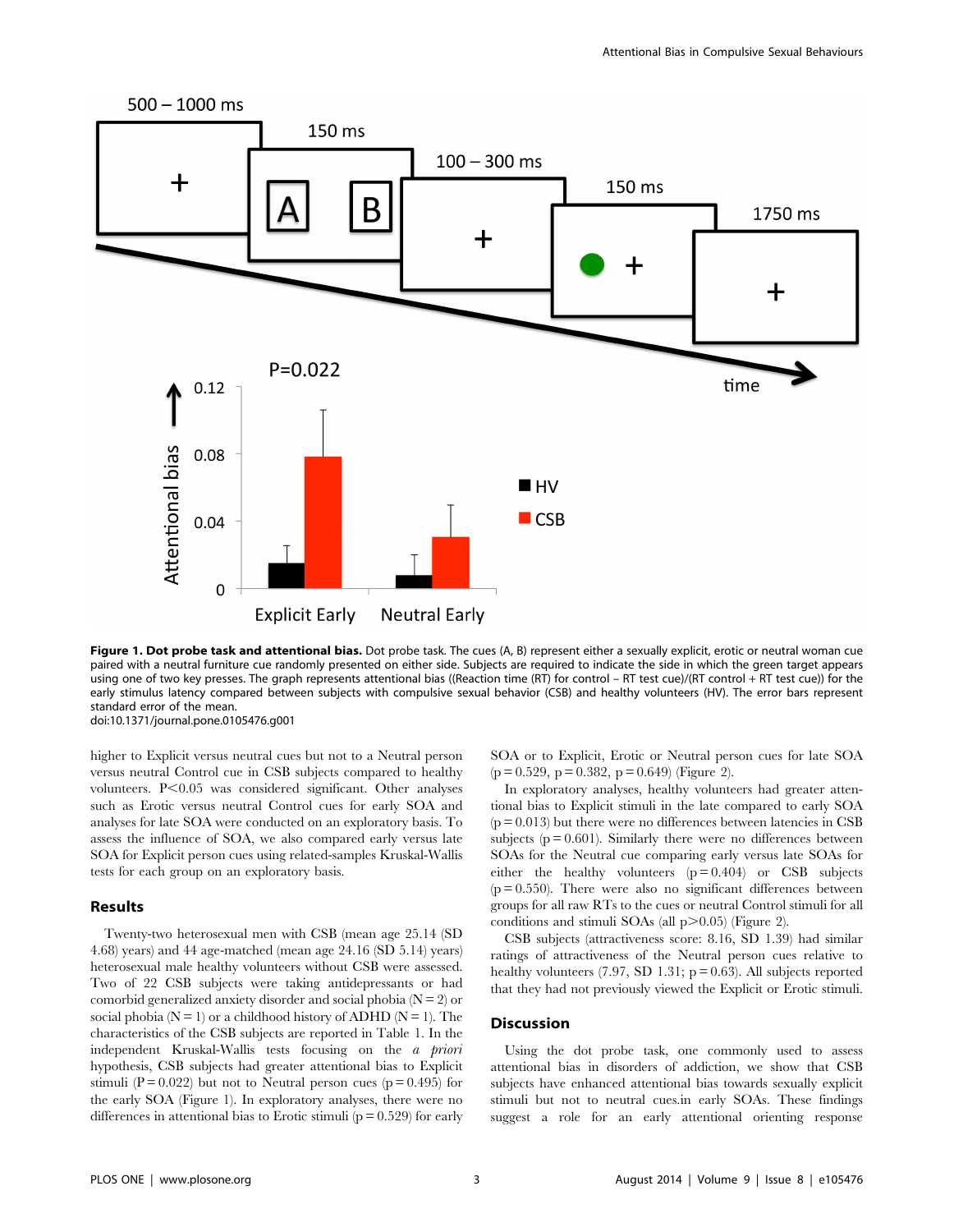**Figure 1. Dot probe task and attentional bias.** Dot probe task. The cues (A, B) represent either a sexually explicit, erotic or neutral woman cue paired with a neutral furniture cue randomly presented on either side. Subjects are required to indicate the side in which the green target appears using one of two key presses. The graph represents attentional bias ((Reaction time (RT) for control – RT test cue)/(RT control + RT test cue)) for the early stimulus latency compared between subjects with compulsive sexual behavior (CSB) and healthy volunteers (HV). The error bars represent standard error of the mean.
doi:10.1371/journal.pone.0105476.g001

higher to Explicit versus neutral cues but not to a Neutral person versus neutral Control cue in CSB subjects compared to healthy volunteers. $P<0.05$ was considered significant. Other analyses such as Erotic versus neutral Control cues for early SOA and analyses for late SOA were conducted on an exploratory basis. To assess the influence of SOA, we also compared early versus late SOA for Explicit person cues using related-samples Kruskal-Wallis tests for each group on an exploratory basis.

## Results

Twenty-two heterosexual men with CSB (mean age 25.14 (SD 4.68) years) and 44 age-matched (mean age 24.16 (SD 5.14) years) heterosexual male healthy volunteers without CSB were assessed. Two of 22 CSB subjects were taking antidepressants or had comorbid generalized anxiety disorder and social phobia (N = 2) or social phobia (N = 1) or a childhood history of ADHD (N = 1). The characteristics of the CSB subjects are reported in Table 1. In the independent Kruskal-Wallis tests focusing on the *a priori* hypothesis, CSB subjects had greater attentional bias to Explicit stimuli ($P = 0.022$) but not to Neutral person cues ($p = 0.495$) for the early SOA (Figure 1). In exploratory analyses, there were no differences in attentional bias to Erotic stimuli ($p = 0.529$) for early SOA or to Explicit, Erotic or Neutral person cues for late SOA ($p = 0.529$, $p = 0.382$, $p = 0.649$) (Figure 2).

In exploratory analyses, healthy volunteers had greater attentional bias to Explicit stimuli in the late compared to early SOA ($p = 0.013$) but there were no differences between latencies in CSB subjects ($p = 0.601$). Similarly there were no differences between SOAs for the Neutral cue comparing early versus late SOAs for either the healthy volunteers ($p = 0.404$) or CSB subjects ($p = 0.550$). There were also no significant differences between groups for all raw RTs to the cues or neutral Control stimuli for all conditions and stimuli SOAs (all $p>0.05$) (Figure 2).

CSB subjects (attractiveness score: 8.16, SD 1.39) had similar ratings of attractiveness of the Neutral person cues relative to healthy volunteers (7.97, SD 1.31; $p = 0.63$). All subjects reported that they had not previously viewed the Explicit or Erotic stimuli.

## Discussion

Using the dot probe task, one commonly used to assess attentional bias in disorders of addiction, we show that CSB subjects have enhanced attentional bias towards sexually explicit stimuli but not to neutral cues.in early SOAs. These findings suggest a role for an early attentional orienting response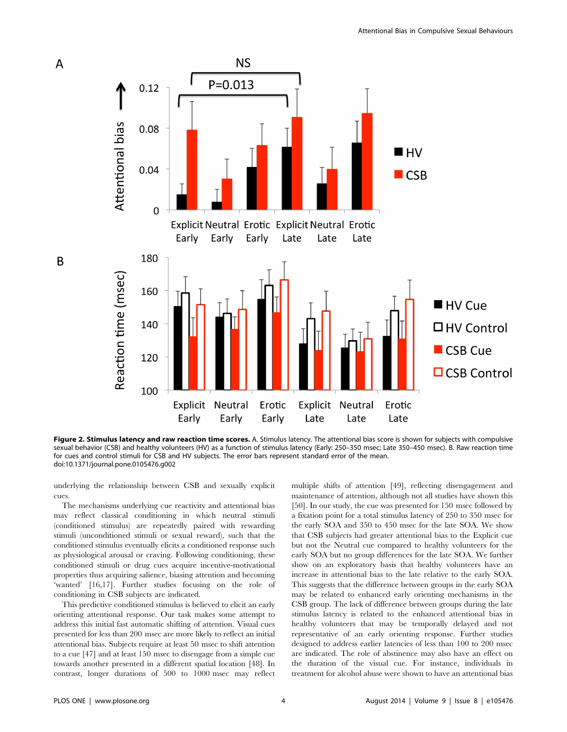**Figure 2. Stimulus latency and raw reaction time scores.** A. Stimulus latency. The attentional bias score is shown for subjects with compulsive sexual behavior (CSB) and healthy volunteers (HV) as a function of stimulus latency (Early: 250–350 msec; Late 350–450 msec). B. Raw reaction time for cues and control stimuli for CSB and HV subjects. The error bars represent standard error of the mean.
doi:10.1371/journal.pone.0105476.g002

underlying the relationship between CSB and sexually explicit cues.

The mechanisms underlying cue reactivity and attentional bias may reflect classical conditioning in which neutral stimuli (conditioned stimulus) are repeatedly paired with rewarding stimuli (unconditioned stimuli or sexual reward), such that the conditioned stimulus eventually elicits a conditioned response such as physiological arousal or craving. Following conditioning, these conditioned stimuli or drug cues acquire incentive-motivational properties thus acquiring salience, biasing attention and becoming 'wanted' [16,17]. Further studies focusing on the role of conditioning in CSB subjects are indicated.

This predictive conditioned stimulus is believed to elicit an early orienting attentional response. Our task makes some attempt to address this initial fast automatic shifting of attention. Visual cues presented for less than 200 msec are more likely to reflect an initial attentional bias. Subjects require at least 50 msec to shift attention to a cue [47] and at least 150 msec to disengage from a simple cue towards another presented in a different spatial location [48]. In contrast, longer durations of 500 to 1000 msec may reflect multiple shifts of attention [49], reflecting disengagement and maintenance of attention, although not all studies have shown this [50]. In our study, the cue was presented for 150 msec followed by a fixation point for a total stimulus latency of 250 to 350 msec for the early SOA and 350 to 450 msec for the late SOA. We show that CSB subjects had greater attentional bias to the Explicit cue but not the Neutral cue compared to healthy volunteers for the early SOA but no group differences for the late SOA. We further show on an exploratory basis that healthy volunteers have an increase in attentional bias to the late relative to the early SOA. This suggests that the difference between groups in the early SOA may be related to enhanced early orienting mechanisms in the CSB group. The lack of difference between groups during the late stimulus latency is related to the enhanced attentional bias in healthy volunteers that may be temporally delayed and not representative of an early orienting response. Further studies designed to address earlier latencies of less than 100 to 200 msec are indicated. The role of abstinence may also have an effect on the duration of the visual cue. For instance, individuals in treatment for alcohol abuse were shown to have an attentional bias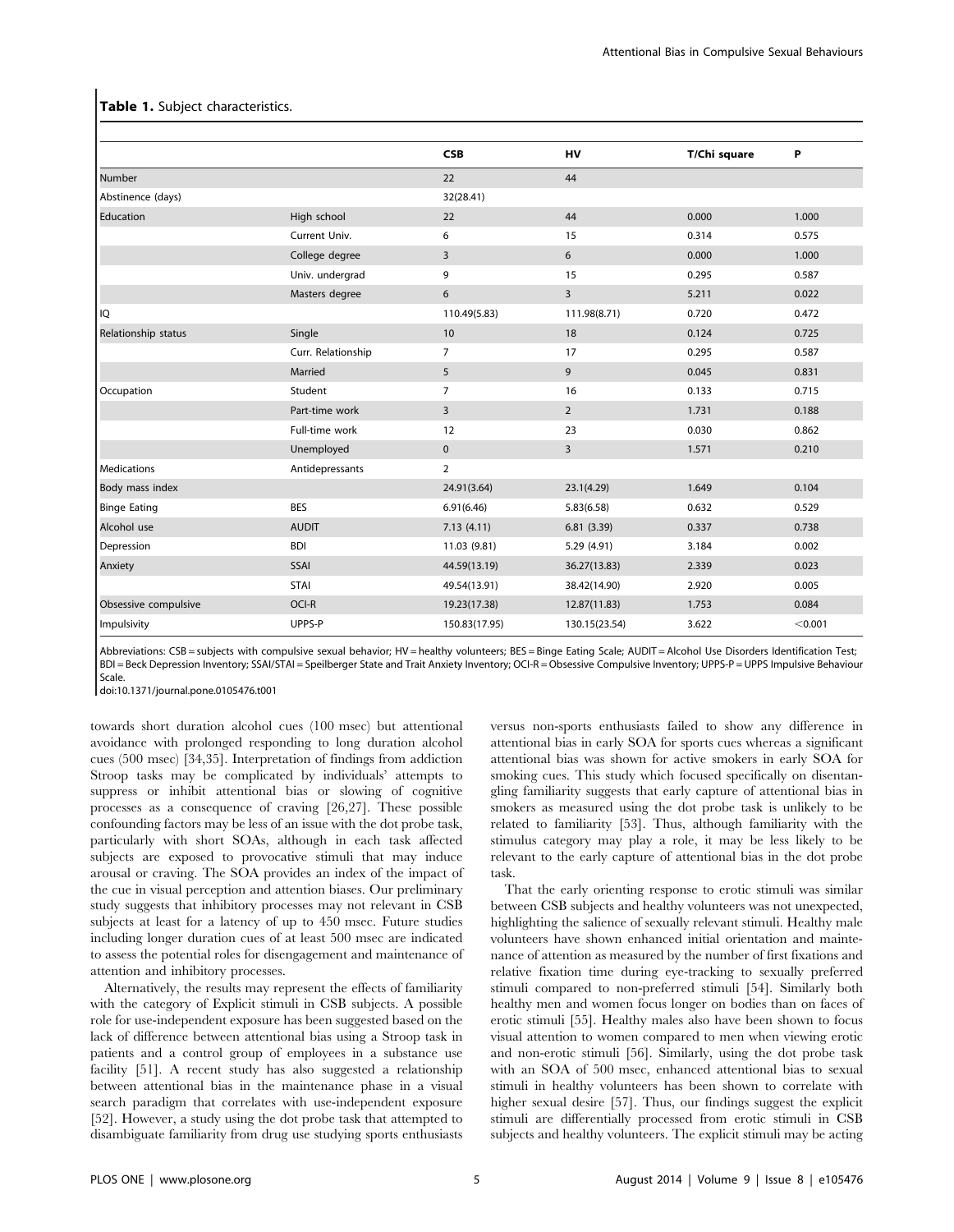**Table 1.** Subject characteristics.

| | | CSB | HV | T/Chi square | P |
|---|---|---|---|---|---|
| Number | | 22 | 44 | | |
| Abstinence (days) | | 32(28.41) | | | |
| Education | High school | 22 | 44 | 0.000 | 1.000 |
| | Current Univ. | 6 | 15 | 0.314 | 0.575 |
| | College degree | 3 | 6 | 0.000 | 1.000 |
| | Univ. undergrad | 9 | 15 | 0.295 | 0.587 |
| | Masters degree | 6 | 3 | 5.211 | 0.022 |
| IQ | | 110.49(5.83) | 111.98(8.71) | 0.720 | 0.472 |
| Relationship status | Single | 10 | 18 | 0.124 | 0.725 |
| | Curr. Relationship | 7 | 17 | 0.295 | 0.587 |
| | Married | 5 | 9 | 0.045 | 0.831 |
| Occupation | Student | 7 | 16 | 0.133 | 0.715 |
| | Part-time work | 3 | 2 | 1.731 | 0.188 |
| | Full-time work | 12 | 23 | 0.030 | 0.862 |
| | Unemployed | 0 | 3 | 1.571 | 0.210 |
| Medications | Antidepressants | 2 | | | |
| Body mass index | | 24.91(3.64) | 23.1(4.29) | 1.649 | 0.104 |
| Binge Eating | BES | 6.91(6.46) | 5.83(6.58) | 0.632 | 0.529 |
| Alcohol use | AUDIT | 7.13 (4.11) | 6.81 (3.39) | 0.337 | 0.738 |
| Depression | BDI | 11.03 (9.81) | 5.29 (4.91) | 3.184 | 0.002 |
| Anxiety | SSAI | 44.59(13.19) | 36.27(13.83) | 2.339 | 0.023 |
| | STAI | 49.54(13.91) | 38.42(14.90) | 2.920 | 0.005 |
| Obsessive compulsive | OCI-R | 19.23(17.38) | 12.87(11.83) | 1.753 | 0.084 |
| Impulsivity | UPPS-P | 150.83(17.95) | 130.15(23.54) | 3.622 | <0.001 |

Abbreviations: CSB = subjects with compulsive sexual behavior; HV = healthy volunteers; BES = Binge Eating Scale; AUDIT = Alcohol Use Disorders Identification Test; BDI = Beck Depression Inventory; SSAI/STAI = Speilberger State and Trait Anxiety Inventory; OCI-R = Obsessive Compulsive Inventory; UPPS-P = UPPS Impulsive Behaviour Scale.

doi:10.1371/journal.pone.0105476.t001

towards short duration alcohol cues (100 msec) but attentional avoidance with prolonged responding to long duration alcohol cues (500 msec) [34,35]. Interpretation of findings from addiction Stroop tasks may be complicated by individuals' attempts to suppress or inhibit attentional bias or slowing of cognitive processes as a consequence of craving [26,27]. These possible confounding factors may be less of an issue with the dot probe task, particularly with short SOAs, although in each task affected subjects are exposed to provocative stimuli that may induce arousal or craving. The SOA provides an index of the impact of the cue in visual perception and attention biases. Our preliminary study suggests that inhibitory processes may not relevant in CSB subjects at least for a latency of up to 450 msec. Future studies including longer duration cues of at least 500 msec are indicated to assess the potential roles for disengagement and maintenance of attention and inhibitory processes.

Alternatively, the results may represent the effects of familiarity with the category of Explicit stimuli in CSB subjects. A possible role for use-independent exposure has been suggested based on the lack of difference between attentional bias using a Stroop task in patients and a control group of employees in a substance use facility [51]. A recent study has also suggested a relationship between attentional bias in the maintenance phase in a visual search paradigm that correlates with use-independent exposure [52]. However, a study using the dot probe task that attempted to disambiguate familiarity from drug use studying sports enthusiasts versus non-sports enthusiasts failed to show any difference in attentional bias in early SOA for sports cues whereas a significant attentional bias was shown for active smokers in early SOA for smoking cues. This study which focused specifically on disentangling familiarity suggests that early capture of attentional bias in smokers as measured using the dot probe task is unlikely to be related to familiarity [53]. Thus, although familiarity with the stimulus category may play a role, it may be less likely to be relevant to the early capture of attentional bias in the dot probe task.

That the early orienting response to erotic stimuli was similar between CSB subjects and healthy volunteers was not unexpected, highlighting the salience of sexually relevant stimuli. Healthy male volunteers have shown enhanced initial orientation and maintenance of attention as measured by the number of first fixations and relative fixation time during eye-tracking to sexually preferred stimuli compared to non-preferred stimuli [54]. Similarly both healthy men and women focus longer on bodies than on faces of erotic stimuli [55]. Healthy males also have been shown to focus visual attention to women compared to men when viewing erotic and non-erotic stimuli [56]. Similarly, using the dot probe task with an SOA of 500 msec, enhanced attentional bias to sexual stimuli in healthy volunteers has been shown to correlate with higher sexual desire [57]. Thus, our findings suggest the explicit stimuli are differentially processed from erotic stimuli in CSB subjects and healthy volunteers. The explicit stimuli may be acting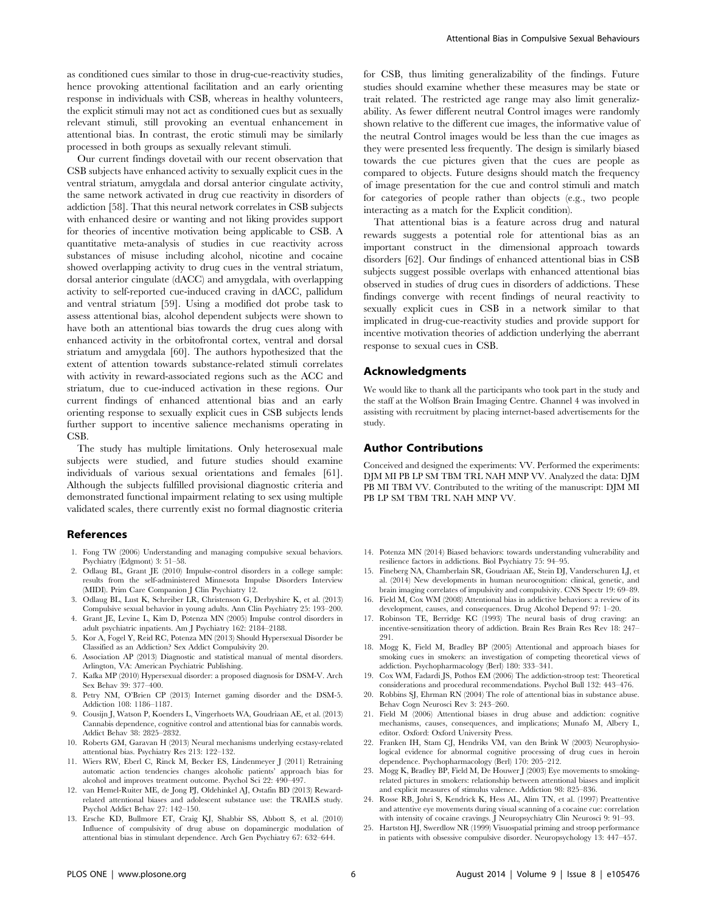as conditioned cues similar to those in drug-cue-reactivity studies, hence provoking attentional facilitation and an early orienting response in individuals with CSB, whereas in healthy volunteers, the explicit stimuli may not act as conditioned cues but as sexually relevant stimuli, still provoking an eventual enhancement in attentional bias. In contrast, the erotic stimuli may be similarly processed in both groups as sexually relevant stimuli.

Our current findings dovetail with our recent observation that CSB subjects have enhanced activity to sexually explicit cues in the ventral striatum, amygdala and dorsal anterior cingulate activity, the same network activated in drug cue reactivity in disorders of addiction [58]. That this neural network correlates in CSB subjects with enhanced desire or wanting and not liking provides support for theories of incentive motivation being applicable to CSB. A quantitative meta-analysis of studies in cue reactivity across substances of misuse including alcohol, nicotine and cocaine showed overlapping activity to drug cues in the ventral striatum, dorsal anterior cingulate (dACC) and amygdala, with overlapping activity to self-reported cue-induced craving in dACC, pallidum and ventral striatum [59]. Using a modified dot probe task to assess attentional bias, alcohol dependent subjects were shown to have both an attentional bias towards the drug cues along with enhanced activity in the orbitofrontal cortex, ventral and dorsal striatum and amygdala [60]. The authors hypothesized that the extent of attention towards substance-related stimuli correlates with activity in reward-associated regions such as the ACC and striatum, due to cue-induced activation in these regions. Our current findings of enhanced attentional bias and an early orienting response to sexually explicit cues in CSB subjects lends further support to incentive salience mechanisms operating in CSB.

The study has multiple limitations. Only heterosexual male subjects were studied, and future studies should examine individuals of various sexual orientations and females [61]. Although the subjects fulfilled provisional diagnostic criteria and demonstrated functional impairment relating to sex using multiple validated scales, there currently exist no formal diagnostic criteria for CSB, thus limiting generalizability of the findings. Future studies should examine whether these measures may be state or trait related. The restricted age range may also limit generalizability. As fewer different neutral Control images were randomly shown relative to the different cue images, the informative value of the neutral Control images would be less than the cue images as they were presented less frequently. The design is similarly biased towards the cue pictures given that the cues are people as compared to objects. Future designs should match the frequency of image presentation for the cue and control stimuli and match for categories of people rather than objects (e.g., two people interacting as a match for the Explicit condition).

That attentional bias is a feature across drug and natural rewards suggests a potential role for attentional bias as an important construct in the dimensional approach towards disorders [62]. Our findings of enhanced attentional bias in CSB subjects suggest possible overlaps with enhanced attentional bias observed in studies of drug cues in disorders of addictions. These findings converge with recent findings of neural reactivity to sexually explicit cues in CSB in a network similar to that implicated in drug-cue-reactivity studies and provide support for incentive motivation theories of addiction underlying the aberrant response to sexual cues in CSB.

## Acknowledgments

We would like to thank all the participants who took part in the study and the staff at the Wolfson Brain Imaging Centre. Channel 4 was involved in assisting with recruitment by placing internet-based advertisements for the study.

## Author Contributions

Conceived and designed the experiments: VV. Performed the experiments: DJM MI PB LP SM TBM TRL NAH MNP VV. Analyzed the data: DJM PB MI TBM VV. Contributed to the writing of the manuscript: DJM MI PB LP SM TBM TRL NAH MNP VV.

## References

1. Fong TW (2006) Understanding and managing compulsive sexual behaviors. Psychiatry (Edgmont) 3: 51–58.
2. Odlaug BL, Grant JE (2010) Impulse-control disorders in a college sample: results from the self-administered Minnesota Impulse Disorders Interview (MIDI). Prim Care Companion J Clin Psychiatry 12.
3. Odlaug BL, Lust K, Schreiber LR, Christenson G, Derbyshire K, et al. (2013) Compulsive sexual behavior in young adults. Ann Clin Psychiatry 25: 193–200.
4. Grant JE, Levine L, Kim D, Potenza MN (2005) Impulse control disorders in adult psychiatric inpatients. Am J Psychiatry 162: 2184–2188.
5. Kor A, Fogel Y, Reid RC, Potenza MN (2013) Should Hypersexual Disorder be Classified as an Addiction? Sex Addict Compulsivity 20.
6. Association AP (2013) Diagnostic and statistical manual of mental disorders. Arlington, VA: American Psychiatric Publishing.
7. Kafka MP (2010) Hypersexual disorder: a proposed diagnosis for DSM-V. Arch Sex Behav 39: 377–400.
8. Petry NM, O'Brien CP (2013) Internet gaming disorder and the DSM-5. Addiction 108: 1186–1187.
9. Cousijn J, Watson P, Koenders L, Vingerhoets WA, Goudriaan AE, et al. (2013) Cannabis dependence, cognitive control and attentional bias for cannabis words. Addict Behav 38: 2825–2832.
10. Roberts GM, Garavan H (2013) Neural mechanisms underlying ecstasy-related attentional bias. Psychiatry Res 213: 122–132.
11. Wiers RW, Eberl C, Rinck M, Becker ES, Lindenmeyer J (2011) Retraining automatic action tendencies changes alcoholic patients' approach bias for alcohol and improves treatment outcome. Psychol Sci 22: 490–497.
12. van Hemel-Ruiter ME, de Jong PJ, Oldehinkel AJ, Ostafin BD (2013) Reward-related attentional biases and adolescent substance use: the TRAILS study. Psychol Addict Behav 27: 142–150.
13. Ersche KD, Bullmore ET, Craig KJ, Shabbir SS, Abbott S, et al. (2010) Influence of compulsivity of drug abuse on dopaminergic modulation of attentional bias in stimulant dependence. Arch Gen Psychiatry 67: 632–644.
14. Potenza MN (2014) Biased behaviors: towards understanding vulnerability and resilience factors in addictions. Biol Psychiatry 75: 94–95.
15. Fineberg NA, Chamberlain SR, Goudriaan AE, Stein DJ, Vanderschuren LJ, et al. (2014) New developments in human neurocognition: clinical, genetic, and brain imaging correlates of impulsivity and compulsivity. CNS Spectr 19: 69–89.
16. Field M, Cox WM (2008) Attentional bias in addictive behaviors: a review of its development, causes, and consequences. Drug Alcohol Depend 97: 1–20.
17. Robinson TE, Berridge KC (1993) The neural basis of drug craving: an incentive-sensitization theory of addiction. Brain Res Brain Res Rev 18: 247–291.
18. Mogg K, Field M, Bradley BP (2005) Attentional and approach biases for smoking cues in smokers: an investigation of competing theoretical views of addiction. Psychopharmacology (Berl) 180: 333–341.
19. Cox WM, Fadardi JS, Pothos EM (2006) The addiction-stroop test: Theoretical considerations and procedural recommendations. Psychol Bull 132: 443–476.
20. Robbins SJ, Ehrman RN (2004) The role of attentional bias in substance abuse. Behav Cogn Neurosci Rev 3: 243–260.
21. Field M (2006) Attentional biases in drug abuse and addiction: cognitive mechanisms, causes, consequences, and implications; Munafo M, Albery I, editor. Oxford: Oxford University Press.
22. Franken IH, Stam CJ, Hendriks VM, van den Brink W (2003) Neurophysiological evidence for abnormal cognitive processing of drug cues in heroin dependence. Psychopharmacology (Berl) 170: 205–212.
23. Mogg K, Bradley BP, Field M, De Houwer J (2003) Eye movements to smoking-related pictures in smokers: relationship between attentional biases and implicit and explicit measures of stimulus valence. Addiction 98: 825–836.
24. Rosse RB, Johri S, Kendrick K, Hess AL, Alim TN, et al. (1997) Preattentive and attentive eye movements during visual scanning of a cocaine cue: correlation with intensity of cocaine cravings. J Neuropsychiatry Clin Neurosci 9: 91–93.
25. Hartston HJ, Swerdlow NR (1999) Visuospatial priming and stroop performance in patients with obsessive compulsive disorder. Neuropsychology 13: 447–457.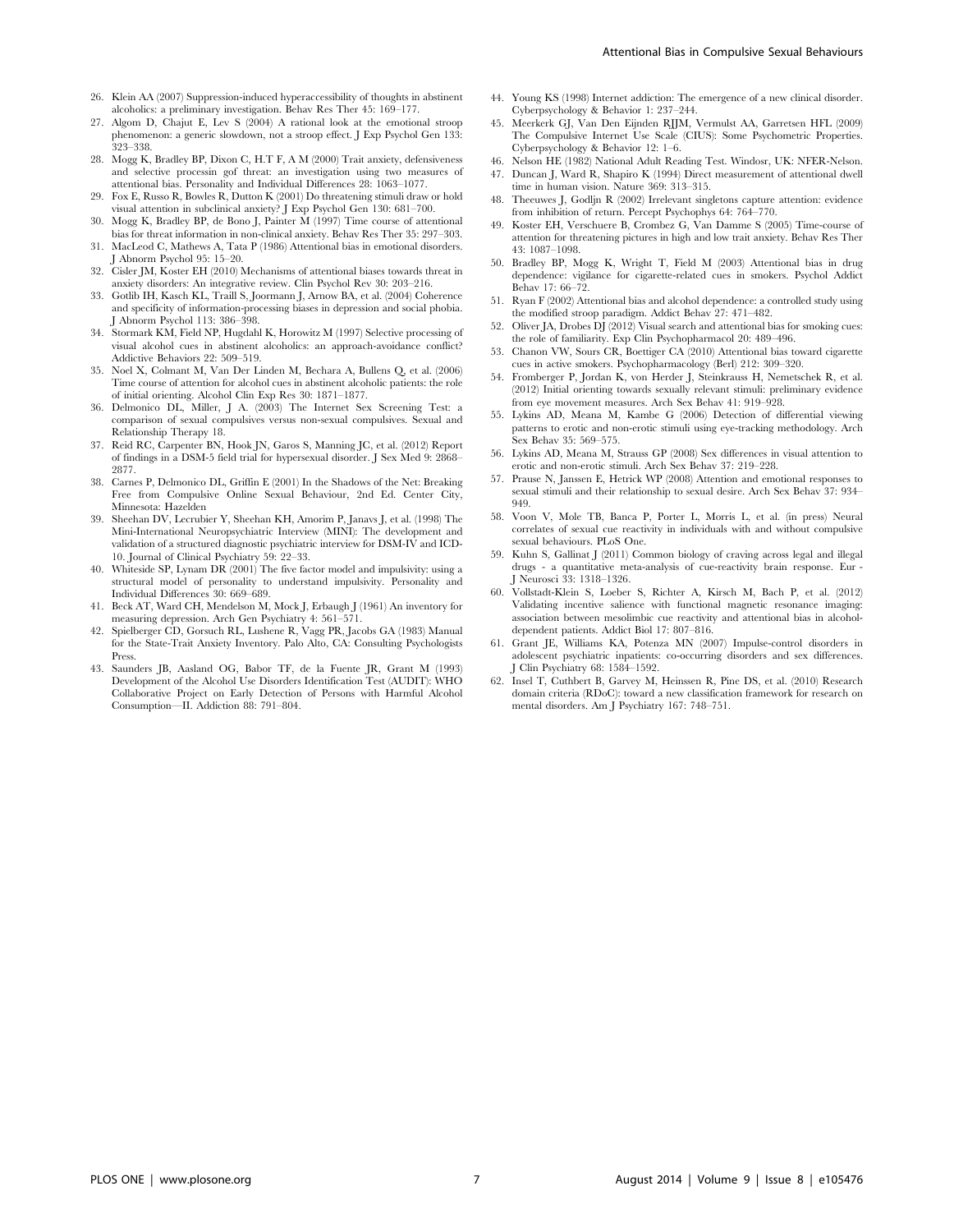26. Klein AA (2007) Suppression-induced hyperaccessibility of thoughts in abstinent alcoholics: a preliminary investigation. Behav Res Ther 45: 169–177.
27. Algom D, Chajut E, Lev S (2004) A rational look at the emotional stroop phenomenon: a generic slowdown, not a stroop effect. J Exp Psychol Gen 133: 323–338.
28. Mogg K, Bradley BP, Dixon C, H.T F, A M (2000) Trait anxiety, defensiveness and selective processin gof threat: an investigation using two measures of attentional bias. Personality and Individual Differences 28: 1063–1077.
29. Fox E, Russo R, Bowles R, Dutton K (2001) Do threatening stimuli draw or hold visual attention in subclinical anxiety? J Exp Psychol Gen 130: 681–700.
30. Mogg K, Bradley BP, de Bono J, Painter M (1997) Time course of attentional bias for threat information in non-clinical anxiety. Behav Res Ther 35: 297–303.
31. MacLeod C, Mathews A, Tata P (1986) Attentional bias in emotional disorders. J Abnorm Psychol 95: 15–20.
32. Cisler JM, Koster EH (2010) Mechanisms of attentional biases towards threat in anxiety disorders: An integrative review. Clin Psychol Rev 30: 203–216.
33. Gotlib IH, Kasch KL, Traill S, Joormann J, Arnow BA, et al. (2004) Coherence and specificity of information-processing biases in depression and social phobia. J Abnorm Psychol 113: 386–398.
34. Stormark KM, Field NP, Hugdahl K, Horowitz M (1997) Selective processing of visual alcohol cues in abstinent alcoholics: an approach-avoidance conflict? Addictive Behaviors 22: 509–519.
35. Noel X, Colmant M, Van Der Linden M, Bechara A, Bullens Q, et al. (2006) Time course of attention for alcohol cues in abstinent alcoholic patients: the role of initial orienting. Alcohol Clin Exp Res 30: 1871–1877.
36. Delmonico DL, Miller, J A. (2003) The Internet Sex Screening Test: a comparison of sexual compulsives versus non-sexual compulsives. Sexual and Relationship Therapy 18.
37. Reid RC, Carpenter BN, Hook JN, Garos S, Manning JC, et al. (2012) Report of findings in a DSM-5 field trial for hypersexual disorder. J Sex Med 9: 2868–2877.
38. Carnes P, Delmonico DL, Griffin E (2001) In the Shadows of the Net: Breaking Free from Compulsive Online Sexual Behaviour, 2nd Ed. Center City, Minnesota: Hazelden
39. Sheehan DV, Lecrubier Y, Sheehan KH, Amorim P, Janavs J, et al. (1998) The Mini-International Neuropsychiatric Interview (MINI): The development and validation of a structured diagnostic psychiatric interview for DSM-IV and ICD-10. Journal of Clinical Psychiatry 59: 22–33.
40. Whiteside SP, Lynam DR (2001) The five factor model and impulsivity: using a structural model of personality to understand impulsivity. Personality and Individual Differences 30: 669–689.
41. Beck AT, Ward CH, Mendelson M, Mock J, Erbaugh J (1961) An inventory for measuring depression. Arch Gen Psychiatry 4: 561–571.
42. Spielberger CD, Gorsuch RL, Lushene R, Vagg PR, Jacobs GA (1983) Manual for the State-Trait Anxiety Inventory. Palo Alto, CA: Consulting Psychologists Press.
43. Saunders JB, Aasland OG, Babor TF, de la Fuente JR, Grant M (1993) Development of the Alcohol Use Disorders Identification Test (AUDIT): WHO Collaborative Project on Early Detection of Persons with Harmful Alcohol Consumption—II. Addiction 88: 791–804.
44. Young KS (1998) Internet addiction: The emergence of a new clinical disorder. Cyberpsychology & Behavior 1: 237–244.
45. Meerkerk GJ, Van Den Eijnden RJJM, Vermulst AA, Garretsen HFL (2009) The Compulsive Internet Use Scale (CIUS): Some Psychometric Properties. Cyberpsychology & Behavior 12: 1–6.
46. Nelson HE (1982) National Adult Reading Test. Windosr, UK: NFER-Nelson.
47. Duncan J, Ward R, Shapiro K (1994) Direct measurement of attentional dwell time in human vision. Nature 369: 313–315.
48. Theeuwes J, Godljn R (2002) Irrelevant singletons capture attention: evidence from inhibition of return. Percept Psychophys 64: 764–770.
49. Koster EH, Verschuere B, Crombez G, Van Damme S (2005) Time-course of attention for threatening pictures in high and low trait anxiety. Behav Res Ther 43: 1087–1098.
50. Bradley BP, Mogg K, Wright T, Field M (2003) Attentional bias in drug dependence: vigilance for cigarette-related cues in smokers. Psychol Addict Behav 17: 66–72.
51. Ryan F (2002) Attentional bias and alcohol dependence: a controlled study using the modified stroop paradigm. Addict Behav 27: 471–482.
52. Oliver JA, Drobes DJ (2012) Visual search and attentional bias for smoking cues: the role of familiarity. Exp Clin Psychopharmacol 20: 489–496.
53. Chanon VW, Sours CR, Boettiger CA (2010) Attentional bias toward cigarette cues in active smokers. Psychopharmacology (Berl) 212: 309–320.
54. Fromberger P, Jordan K, von Herder J, Steinkrauss H, Nemetschek R, et al. (2012) Initial orienting towards sexually relevant stimuli: preliminary evidence from eye movement measures. Arch Sex Behav 41: 919–928.
55. Lykins AD, Meana M, Kambe G (2006) Detection of differential viewing patterns to erotic and non-erotic stimuli using eye-tracking methodology. Arch Sex Behav 35: 569–575.
56. Lykins AD, Meana M, Strauss GP (2008) Sex differences in visual attention to erotic and non-erotic stimuli. Arch Sex Behav 37: 219–228.
57. Prause N, Janssen E, Hetrick WP (2008) Attention and emotional responses to sexual stimuli and their relationship to sexual desire. Arch Sex Behav 37: 934–949.
58. Voon V, Mole TB, Banca P, Porter L, Morris L, et al. (in press) Neural correlates of sexual cue reactivity in individuals with and without compulsive sexual behaviours. PLoS One.
59. Kuhn S, Gallinat J (2011) Common biology of craving across legal and illegal drugs - a quantitative meta-analysis of cue-reactivity brain response. Eur - J Neurosci 33: 1318–1326.
60. Vollstadt-Klein S, Loeber S, Richter A, Kirsch M, Bach P, et al. (2012) Validating incentive salience with functional magnetic resonance imaging: association between mesolimbic cue reactivity and attentional bias in alcohol-dependent patients. Addict Biol 17: 807–816.
61. Grant JE, Williams KA, Potenza MN (2007) Impulse-control disorders in adolescent psychiatric inpatients: co-occurring disorders and sex differences. J Clin Psychiatry 68: 1584–1592.
62. Insel T, Cuthbert B, Garvey M, Heinssen R, Pine DS, et al. (2010) Research domain criteria (RDoC): toward a new classification framework for research on mental disorders. Am J Psychiatry 167: 748–751.